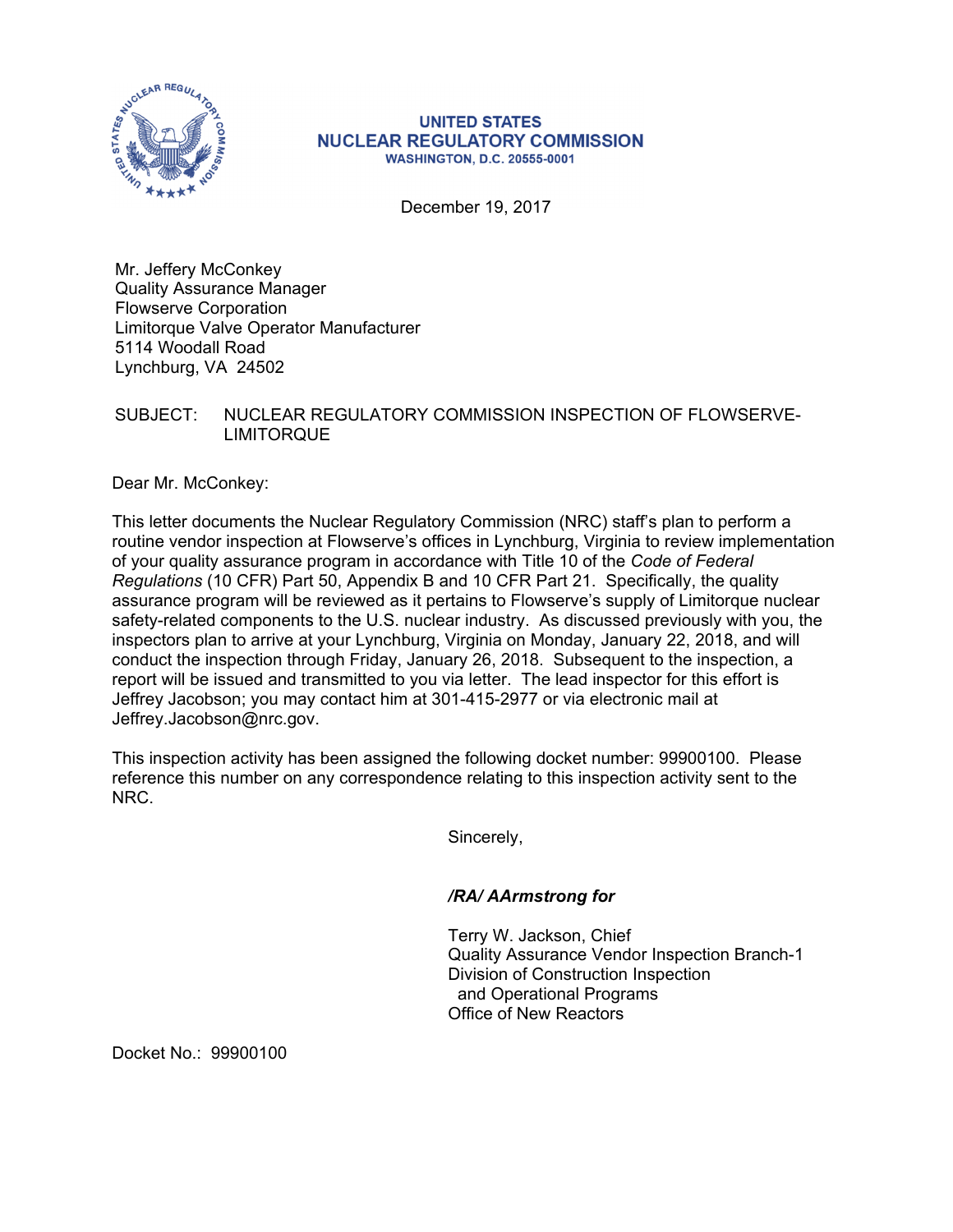UNITED STATES
**NUCLEAR REGULATORY COMMISSION**
WASHINGTON, D.C. 20555-0001

December 19, 2017

Mr. Jeffery McConkey
Quality Assurance Manager
Flowserve Corporation
Limitorque Valve Operator Manufacturer
5114 Woodall Road
Lynchburg, VA 24502

SUBJECT: NUCLEAR REGULATORY COMMISSION INSPECTION OF FLOWSERVE-LIMITORQUE

Dear Mr. McConkey:

This letter documents the Nuclear Regulatory Commission (NRC) staff's plan to perform a routine vendor inspection at Flowserve's offices in Lynchburg, Virginia to review implementation of your quality assurance program in accordance with Title 10 of the *Code of Federal Regulations* (10 CFR) Part 50, Appendix B and 10 CFR Part 21. Specifically, the quality assurance program will be reviewed as it pertains to Flowserve's supply of Limitorque nuclear safety-related components to the U.S. nuclear industry. As discussed previously with you, the inspectors plan to arrive at your Lynchburg, Virginia on Monday, January 22, 2018, and will conduct the inspection through Friday, January 26, 2018. Subsequent to the inspection, a report will be issued and transmitted to you via letter. The lead inspector for this effort is Jeffrey Jacobson; you may contact him at 301-415-2977 or via electronic mail at Jeffrey.Jacobson@nrc.gov.

This inspection activity has been assigned the following docket number: 99900100. Please reference this number on any correspondence relating to this inspection activity sent to the NRC.

Sincerely,

***/RA/ AArmstrong for***

Terry W. Jackson, Chief
Quality Assurance Vendor Inspection Branch-1
Division of Construction Inspection
and Operational Programs
Office of New Reactors

Docket No.: 99900100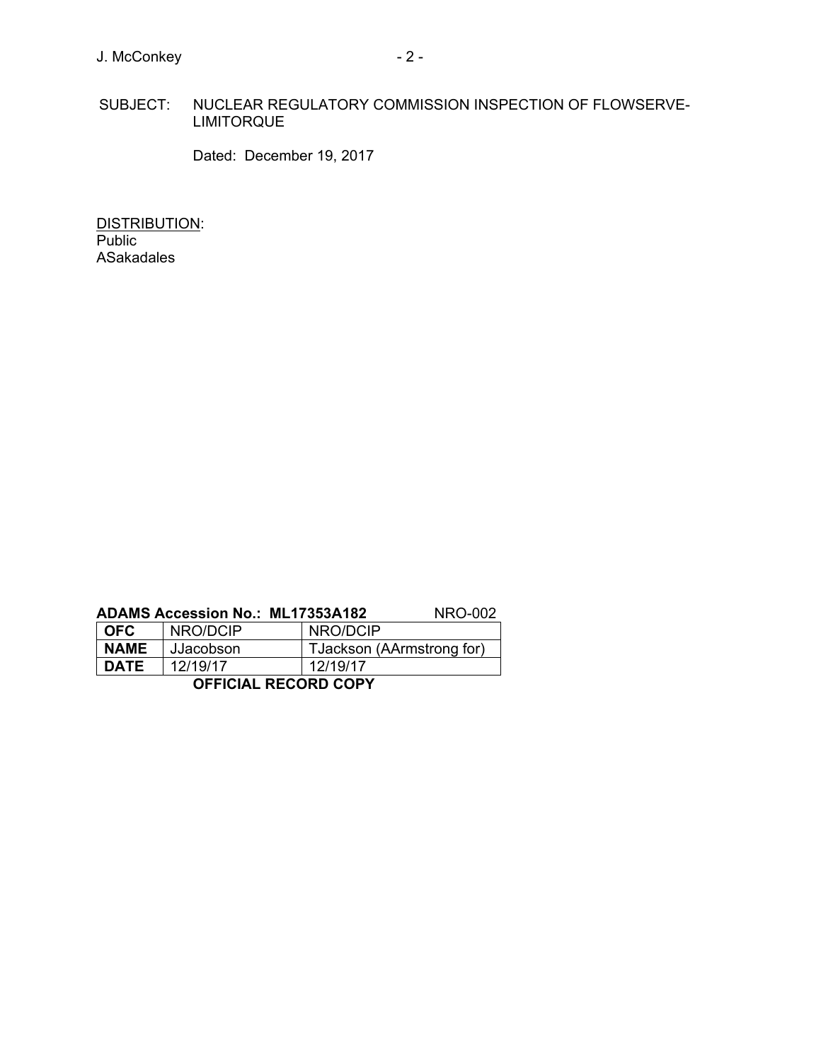SUBJECT: NUCLEAR REGULATORY COMMISSION INSPECTION OF FLOWSERVE-LIMITORQUE

Dated: December 19, 2017

DISTRIBUTION:
Public
ASakadales

**ADAMS Accession No.: ML17353A182** NRO-002

| **OFC** | NRO/DCIP | NRO/DCIP |
|---|---|---|
| **NAME** | JJacobson | TJackson (AArmstrong for) |
| **DATE** | 12/19/17 | 12/19/17 |

**OFFICIAL RECORD COPY**